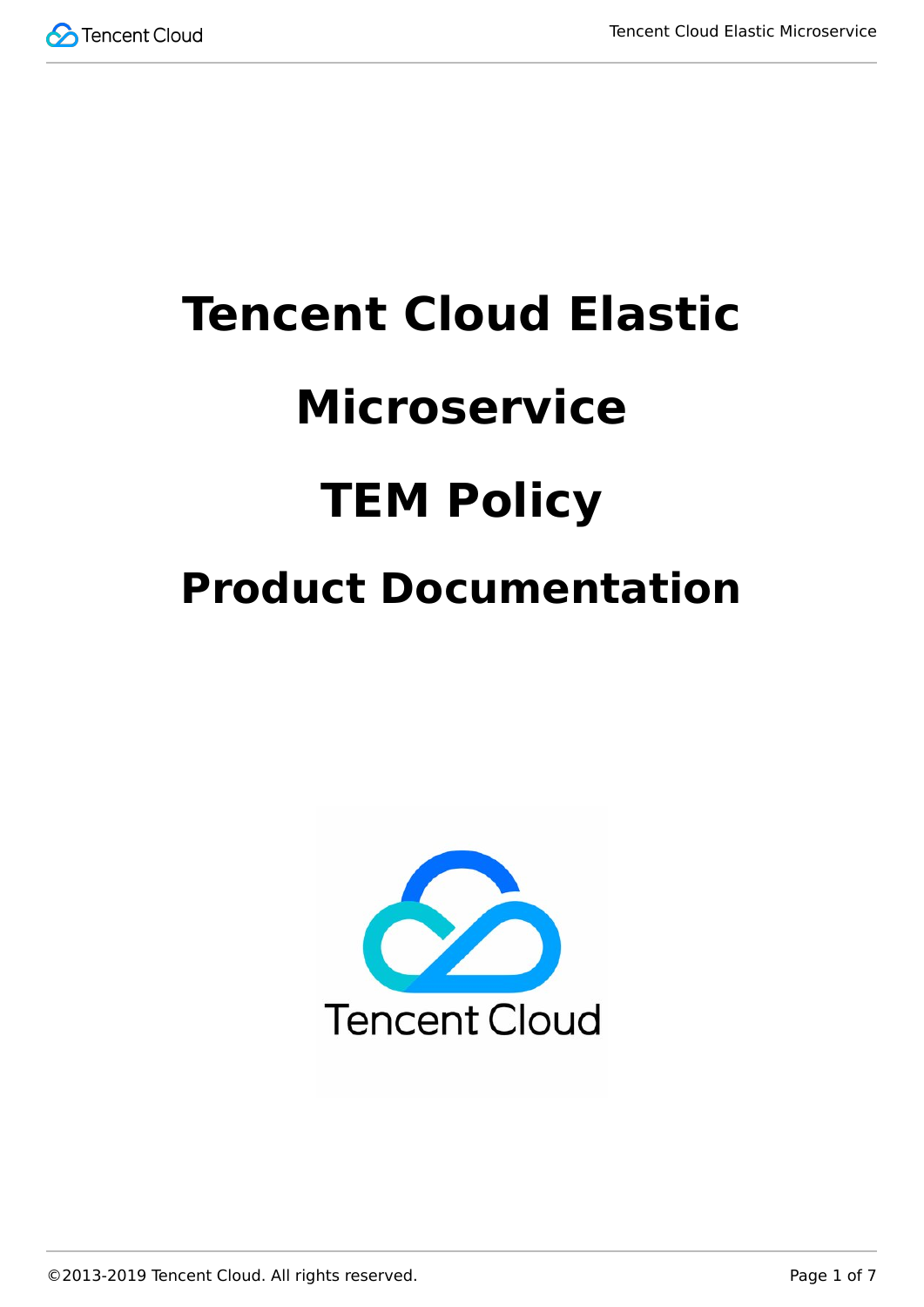# Tencent Cloud Elastic Microservice

# TEM Policy

## Product Documentation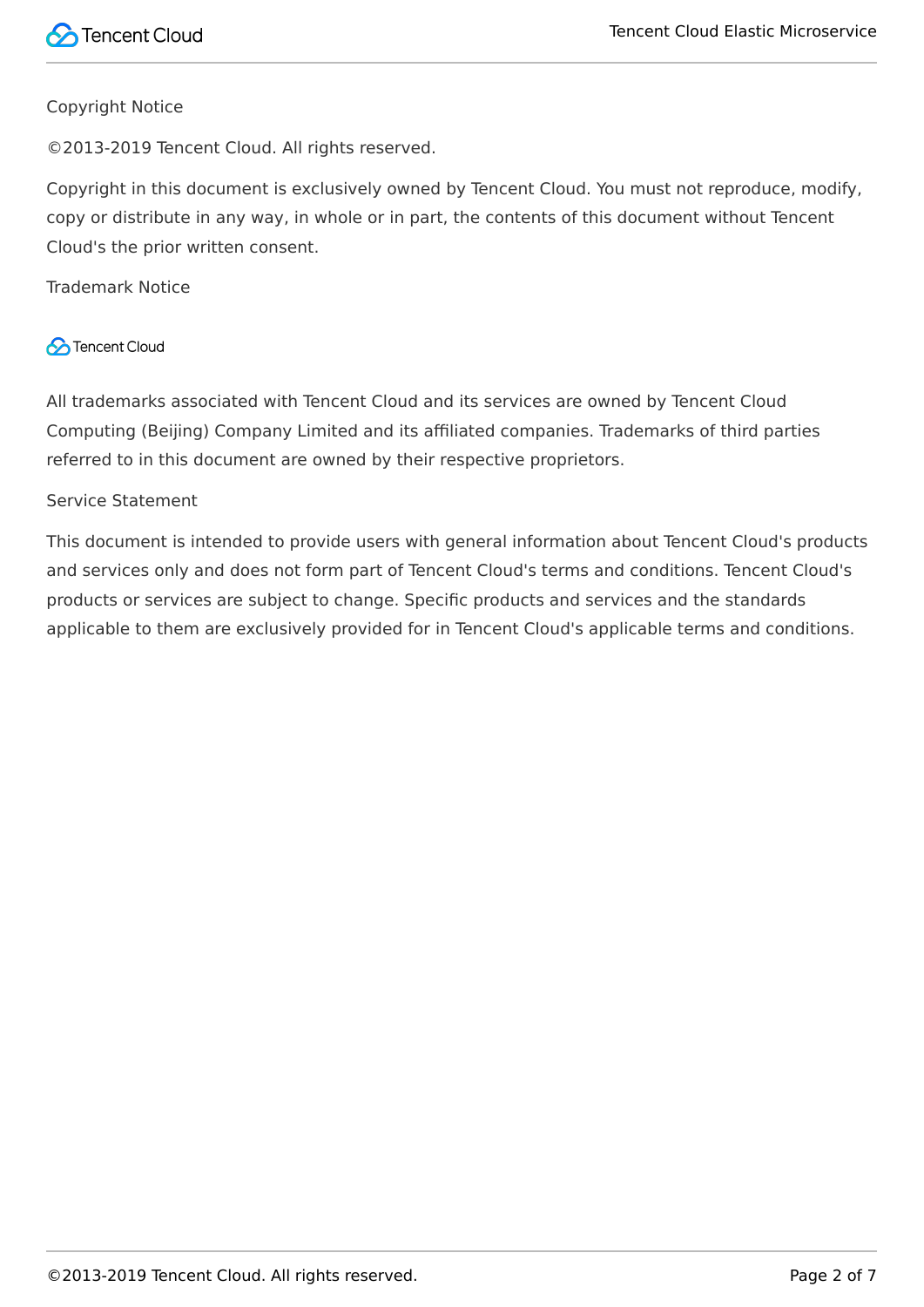Copyright Notice

©2013-2019 Tencent Cloud. All rights reserved.

Copyright in this document is exclusively owned by Tencent Cloud. You must not reproduce, modify, copy or distribute in any way, in whole or in part, the contents of this document without Tencent Cloud's the prior written consent.

Trademark Notice

Tencent Cloud

All trademarks associated with Tencent Cloud and its services are owned by Tencent Cloud Computing (Beijing) Company Limited and its affiliated companies. Trademarks of third parties referred to in this document are owned by their respective proprietors.

Service Statement

This document is intended to provide users with general information about Tencent Cloud's products and services only and does not form part of Tencent Cloud's terms and conditions. Tencent Cloud's products or services are subject to change. Specific products and services and the standards applicable to them are exclusively provided for in Tencent Cloud's applicable terms and conditions.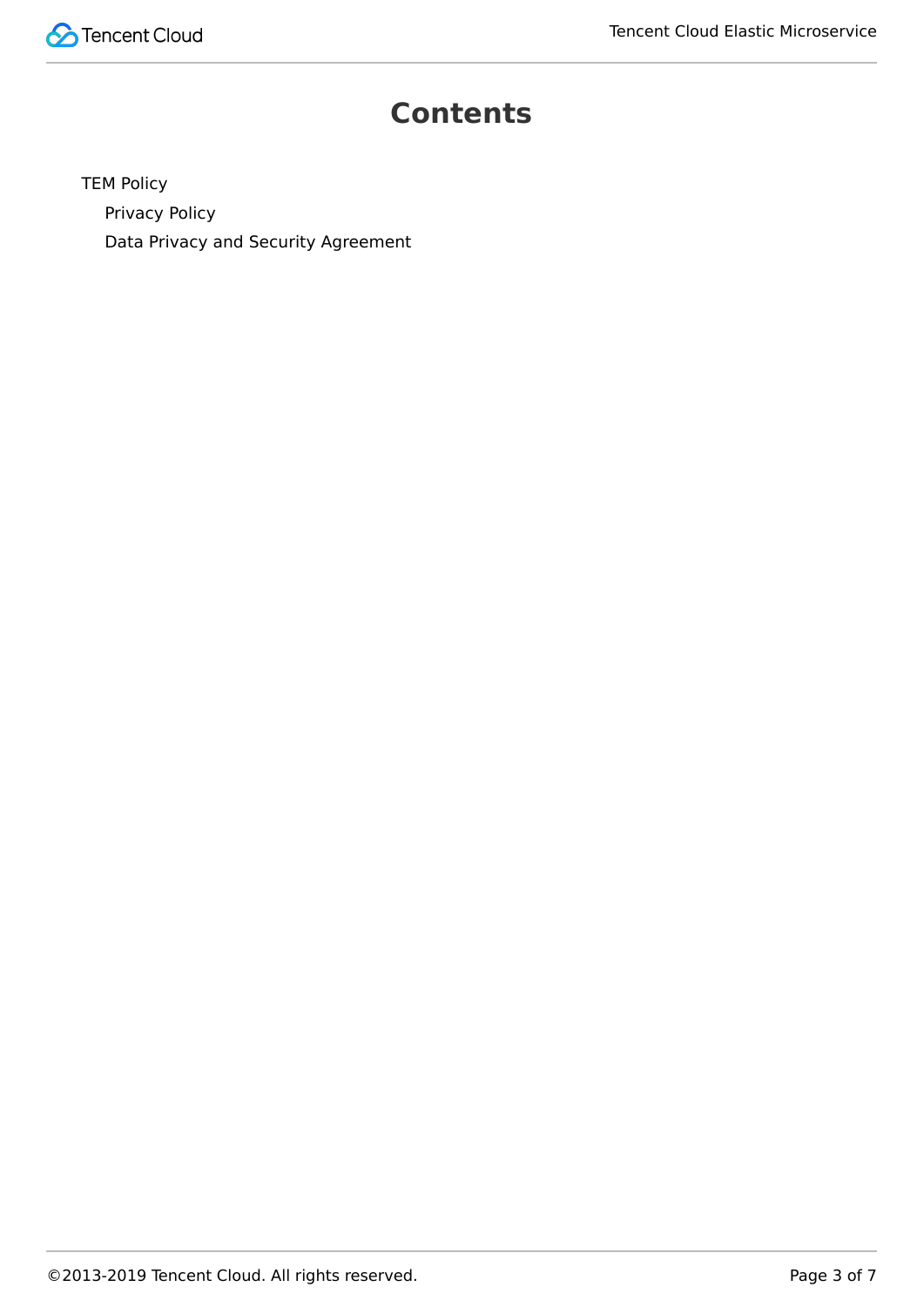# Contents

- TEM Policy
  - Privacy Policy
  - Data Privacy and Security Agreement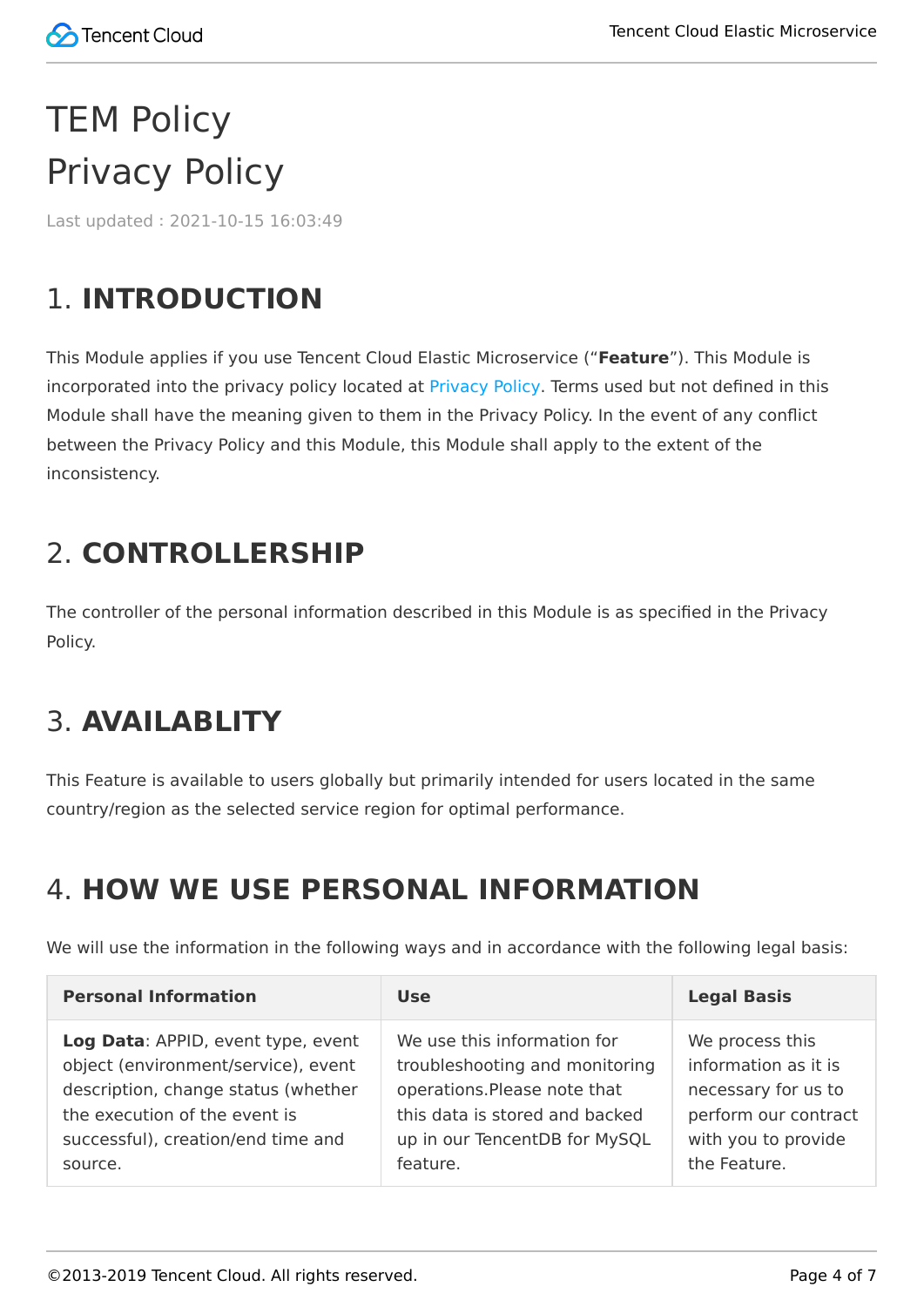# TEM Policy

# Privacy Policy

Last updated : 2021-10-15 16:03:49

## 1. **INTRODUCTION**

This Module applies if you use Tencent Cloud Elastic Microservice ("**Feature**"). This Module is incorporated into the privacy policy located at Privacy Policy. Terms used but not defined in this Module shall have the meaning given to them in the Privacy Policy. In the event of any conflict between the Privacy Policy and this Module, this Module shall apply to the extent of the inconsistency.

## 2. **CONTROLLERSHIP**

The controller of the personal information described in this Module is as specified in the Privacy Policy.

## 3. **AVAILABLITY**

This Feature is available to users globally but primarily intended for users located in the same country/region as the selected service region for optimal performance.

## 4. **HOW WE USE PERSONAL INFORMATION**

We will use the information in the following ways and in accordance with the following legal basis:

| Personal Information | Use | Legal Basis |
| --- | --- | --- |
| **Log Data**: APPID, event type, event object (environment/service), event description, change status (whether the execution of the event is successful), creation/end time and source. | We use this information for troubleshooting and monitoring operations.Please note that this data is stored and backed up in our TencentDB for MySQL feature. | We process this information as it is necessary for us to perform our contract with you to provide the Feature. |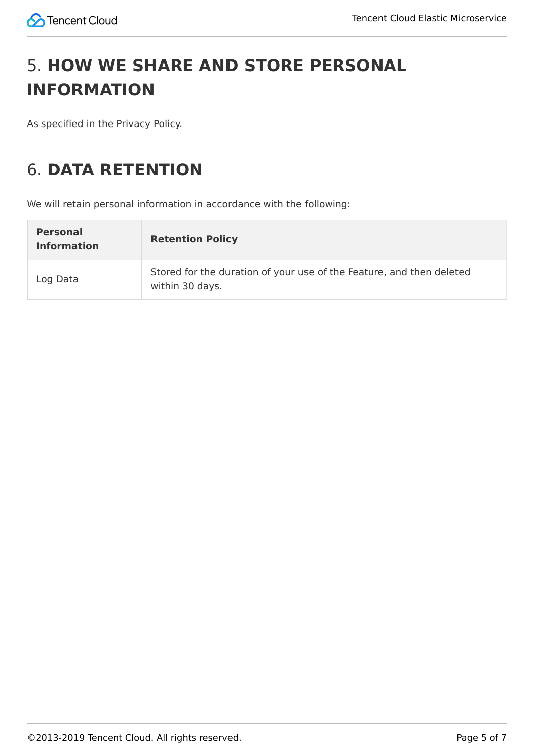# 5. **HOW WE SHARE AND STORE PERSONAL INFORMATION**

As specified in the Privacy Policy.

# 6. **DATA RETENTION**

We will retain personal information in accordance with the following:

| **Personal Information** | **Retention Policy** |
| --- | --- |
| Log Data | Stored for the duration of your use of the Feature, and then deleted within 30 days. |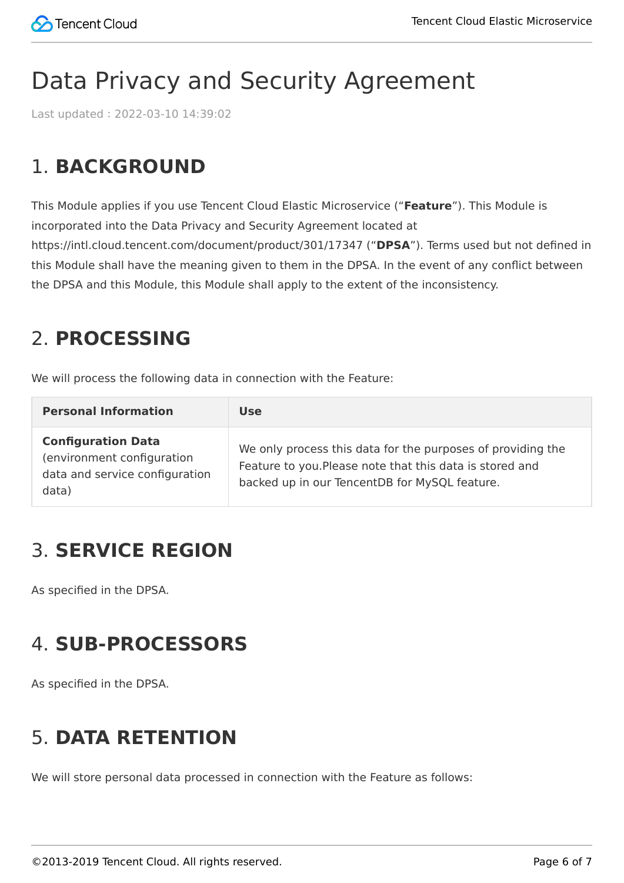# Data Privacy and Security Agreement

Last updated : 2022-03-10 14:39:02

## 1. BACKGROUND

This Module applies if you use Tencent Cloud Elastic Microservice ("**Feature**"). This Module is incorporated into the Data Privacy and Security Agreement located at https://intl.cloud.tencent.com/document/product/301/17347 ("**DPSA**"). Terms used but not defined in this Module shall have the meaning given to them in the DPSA. In the event of any conflict between the DPSA and this Module, this Module shall apply to the extent of the inconsistency.

## 2. PROCESSING

We will process the following data in connection with the Feature:

| Personal Information | Use |
| --- | --- |
| **Configuration Data** (environment configuration data and service configuration data) | We only process this data for the purposes of providing the Feature to you.Please note that this data is stored and backed up in our TencentDB for MySQL feature. |

## 3. SERVICE REGION

As specified in the DPSA.

## 4. SUB-PROCESSORS

As specified in the DPSA.

## 5. DATA RETENTION

We will store personal data processed in connection with the Feature as follows: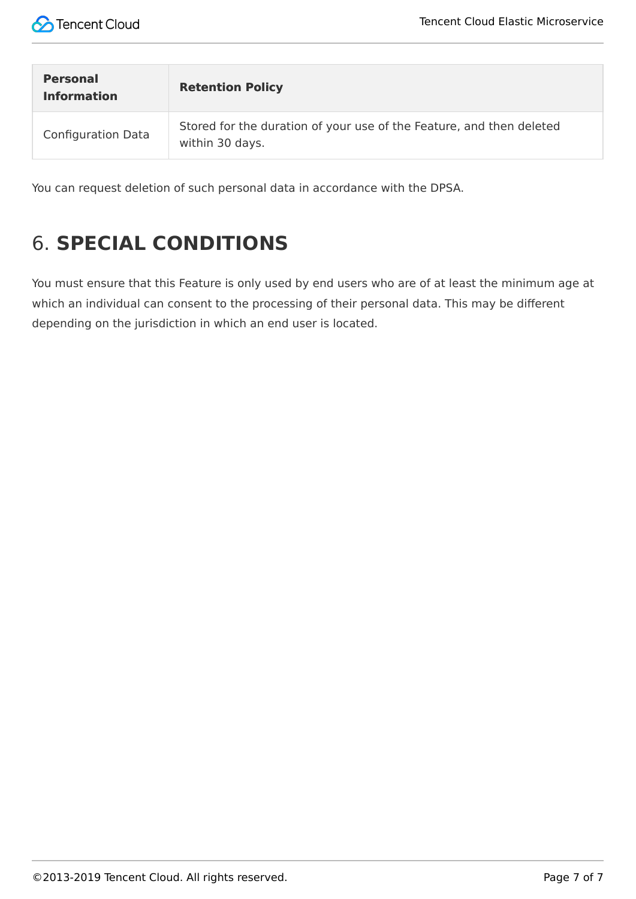| Personal Information | Retention Policy |
| --- | --- |
| Configuration Data | Stored for the duration of your use of the Feature, and then deleted within 30 days. |

You can request deletion of such personal data in accordance with the DPSA.

# 6. SPECIAL CONDITIONS

You must ensure that this Feature is only used by end users who are of at least the minimum age at which an individual can consent to the processing of their personal data. This may be different depending on the jurisdiction in which an end user is located.